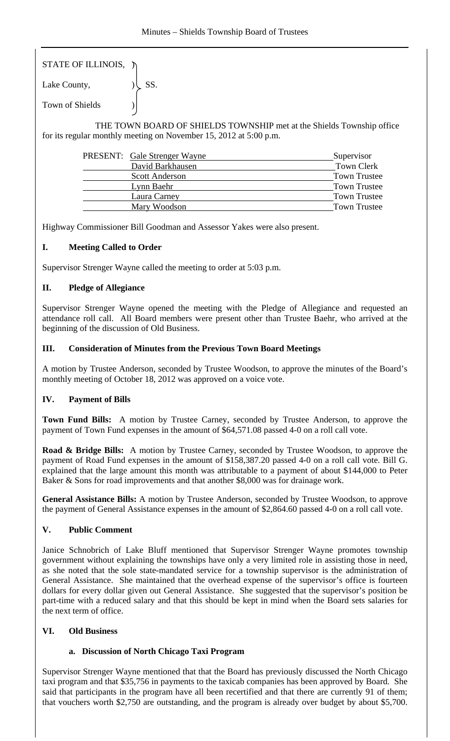STATE OF ILLINOIS, )
Lake County, ) SS.
Town of Shields )

THE TOWN BOARD OF SHIELDS TOWNSHIP met at the Shields Township office for its regular monthly meeting on November 15, 2012 at 5:00 p.m.

| PRESENT: | | |
|---|---|---|
| | Gale Strenger Wayne | Supervisor |
| | David Barkhausen | Town Clerk |
| | Scott Anderson | Town Trustee |
| | Lynn Baehr | Town Trustee |
| | Laura Carney | Town Trustee |
| | Mary Woodson | Town Trustee |

Highway Commissioner Bill Goodman and Assessor Yakes were also present.

## I. Meeting Called to Order

Supervisor Strenger Wayne called the meeting to order at 5:03 p.m.

## II. Pledge of Allegiance

Supervisor Strenger Wayne opened the meeting with the Pledge of Allegiance and requested an attendance roll call. All Board members were present other than Trustee Baehr, who arrived at the beginning of the discussion of Old Business.

## III. Consideration of Minutes from the Previous Town Board Meetings

A motion by Trustee Anderson, seconded by Trustee Woodson, to approve the minutes of the Board's monthly meeting of October 18, 2012 was approved on a voice vote.

## IV. Payment of Bills

**Town Fund Bills:** A motion by Trustee Carney, seconded by Trustee Anderson, to approve the payment of Town Fund expenses in the amount of $64,571.08 passed 4-0 on a roll call vote.

**Road & Bridge Bills:** A motion by Trustee Carney, seconded by Trustee Woodson, to approve the payment of Road Fund expenses in the amount of $158,387.20 passed 4-0 on a roll call vote. Bill G. explained that the large amount this month was attributable to a payment of about $144,000 to Peter Baker & Sons for road improvements and that another $8,000 was for drainage work.

**General Assistance Bills:** A motion by Trustee Anderson, seconded by Trustee Woodson, to approve the payment of General Assistance expenses in the amount of $2,864.60 passed 4-0 on a roll call vote.

## V. Public Comment

Janice Schnobrich of Lake Bluff mentioned that Supervisor Strenger Wayne promotes township government without explaining the townships have only a very limited role in assisting those in need, as she noted that the sole state-mandated service for a township supervisor is the administration of General Assistance. She maintained that the overhead expense of the supervisor's office is fourteen dollars for every dollar given out General Assistance. She suggested that the supervisor's position be part-time with a reduced salary and that this should be kept in mind when the Board sets salaries for the next term of office.

## VI. Old Business

### a. Discussion of North Chicago Taxi Program

Supervisor Strenger Wayne mentioned that that the Board has previously discussed the North Chicago taxi program and that $35,756 in payments to the taxicab companies has been approved by Board. She said that participants in the program have all been recertified and that there are currently 91 of them; that vouchers worth $2,750 are outstanding, and the program is already over budget by about $5,700.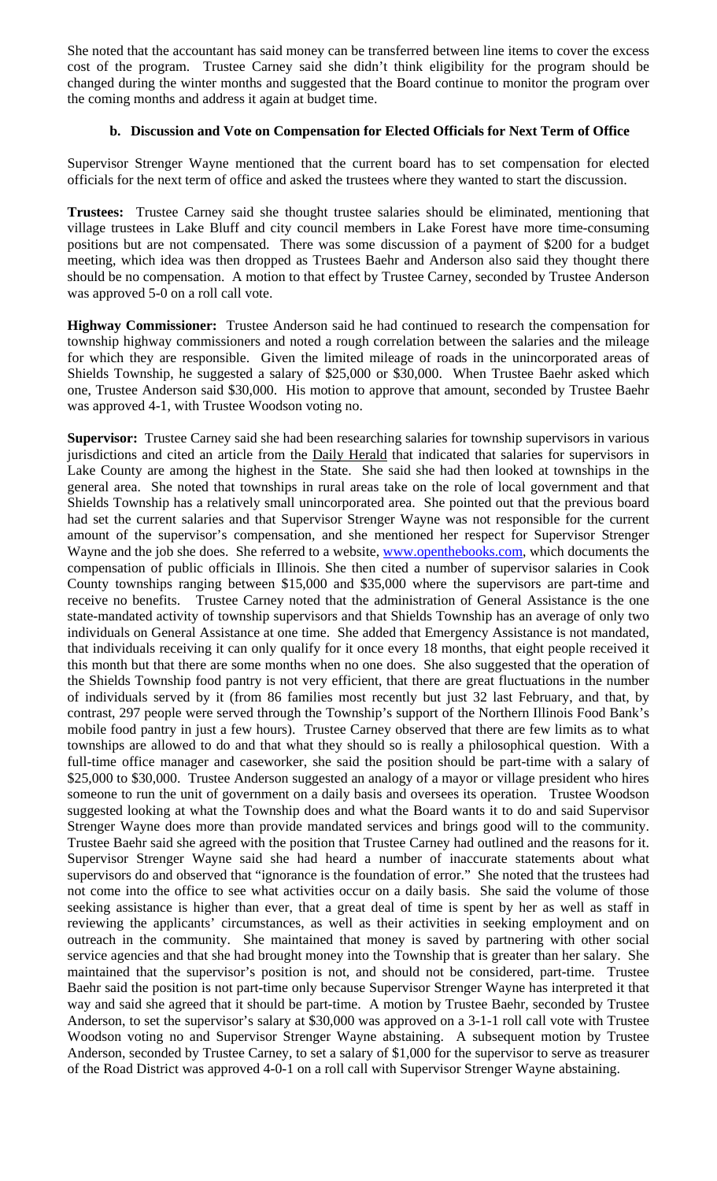She noted that the accountant has said money can be transferred between line items to cover the excess cost of the program. Trustee Carney said she didn't think eligibility for the program should be changed during the winter months and suggested that the Board continue to monitor the program over the coming months and address it again at budget time.

### b. Discussion and Vote on Compensation for Elected Officials for Next Term of Office

Supervisor Strenger Wayne mentioned that the current board has to set compensation for elected officials for the next term of office and asked the trustees where they wanted to start the discussion.

**Trustees:** Trustee Carney said she thought trustee salaries should be eliminated, mentioning that village trustees in Lake Bluff and city council members in Lake Forest have more time-consuming positions but are not compensated. There was some discussion of a payment of $200 for a budget meeting, which idea was then dropped as Trustees Baehr and Anderson also said they thought there should be no compensation. A motion to that effect by Trustee Carney, seconded by Trustee Anderson was approved 5-0 on a roll call vote.

**Highway Commissioner:** Trustee Anderson said he had continued to research the compensation for township highway commissioners and noted a rough correlation between the salaries and the mileage for which they are responsible. Given the limited mileage of roads in the unincorporated areas of Shields Township, he suggested a salary of $25,000 or $30,000. When Trustee Baehr asked which one, Trustee Anderson said $30,000. His motion to approve that amount, seconded by Trustee Baehr was approved 4-1, with Trustee Woodson voting no.

**Supervisor:** Trustee Carney said she had been researching salaries for township supervisors in various jurisdictions and cited an article from the Daily Herald that indicated that salaries for supervisors in Lake County are among the highest in the State. She said she had then looked at townships in the general area. She noted that townships in rural areas take on the role of local government and that Shields Township has a relatively small unincorporated area. She pointed out that the previous board had set the current salaries and that Supervisor Strenger Wayne was not responsible for the current amount of the supervisor's compensation, and she mentioned her respect for Supervisor Strenger Wayne and the job she does. She referred to a website, www.openthebooks.com, which documents the compensation of public officials in Illinois. She then cited a number of supervisor salaries in Cook County townships ranging between $15,000 and $35,000 where the supervisors are part-time and receive no benefits. Trustee Carney noted that the administration of General Assistance is the one state-mandated activity of township supervisors and that Shields Township has an average of only two individuals on General Assistance at one time. She added that Emergency Assistance is not mandated, that individuals receiving it can only qualify for it once every 18 months, that eight people received it this month but that there are some months when no one does. She also suggested that the operation of the Shields Township food pantry is not very efficient, that there are great fluctuations in the number of individuals served by it (from 86 families most recently but just 32 last February, and that, by contrast, 297 people were served through the Township's support of the Northern Illinois Food Bank's mobile food pantry in just a few hours). Trustee Carney observed that there are few limits as to what townships are allowed to do and that what they should so is really a philosophical question. With a full-time office manager and caseworker, she said the position should be part-time with a salary of $25,000 to $30,000. Trustee Anderson suggested an analogy of a mayor or village president who hires someone to run the unit of government on a daily basis and oversees its operation. Trustee Woodson suggested looking at what the Township does and what the Board wants it to do and said Supervisor Strenger Wayne does more than provide mandated services and brings good will to the community. Trustee Baehr said she agreed with the position that Trustee Carney had outlined and the reasons for it. Supervisor Strenger Wayne said she had heard a number of inaccurate statements about what supervisors do and observed that "ignorance is the foundation of error." She noted that the trustees had not come into the office to see what activities occur on a daily basis. She said the volume of those seeking assistance is higher than ever, that a great deal of time is spent by her as well as staff in reviewing the applicants' circumstances, as well as their activities in seeking employment and on outreach in the community. She maintained that money is saved by partnering with other social service agencies and that she had brought money into the Township that is greater than her salary. She maintained that the supervisor's position is not, and should not be considered, part-time. Trustee Baehr said the position is not part-time only because Supervisor Strenger Wayne has interpreted it that way and said she agreed that it should be part-time. A motion by Trustee Baehr, seconded by Trustee Anderson, to set the supervisor's salary at $30,000 was approved on a 3-1-1 roll call vote with Trustee Woodson voting no and Supervisor Strenger Wayne abstaining. A subsequent motion by Trustee Anderson, seconded by Trustee Carney, to set a salary of $1,000 for the supervisor to serve as treasurer of the Road District was approved 4-0-1 on a roll call with Supervisor Strenger Wayne abstaining.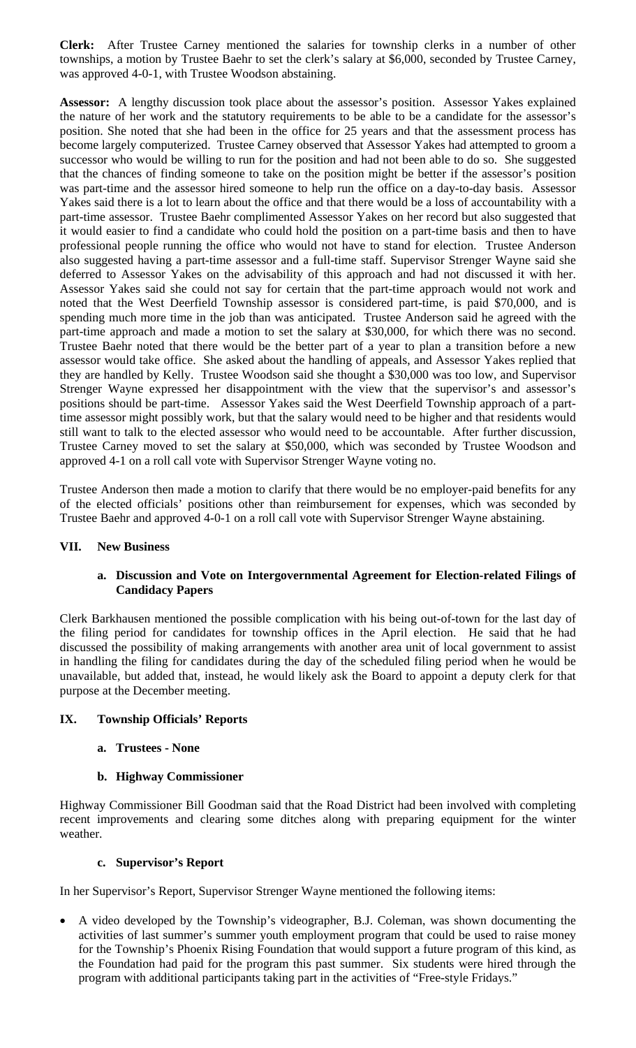**Clerk:** After Trustee Carney mentioned the salaries for township clerks in a number of other townships, a motion by Trustee Baehr to set the clerk's salary at $6,000, seconded by Trustee Carney, was approved 4-0-1, with Trustee Woodson abstaining.

**Assessor:** A lengthy discussion took place about the assessor's position. Assessor Yakes explained the nature of her work and the statutory requirements to be able to be a candidate for the assessor's position. She noted that she had been in the office for 25 years and that the assessment process has become largely computerized. Trustee Carney observed that Assessor Yakes had attempted to groom a successor who would be willing to run for the position and had not been able to do so. She suggested that the chances of finding someone to take on the position might be better if the assessor's position was part-time and the assessor hired someone to help run the office on a day-to-day basis. Assessor Yakes said there is a lot to learn about the office and that there would be a loss of accountability with a part-time assessor. Trustee Baehr complimented Assessor Yakes on her record but also suggested that it would easier to find a candidate who could hold the position on a part-time basis and then to have professional people running the office who would not have to stand for election. Trustee Anderson also suggested having a part-time assessor and a full-time staff. Supervisor Strenger Wayne said she deferred to Assessor Yakes on the advisability of this approach and had not discussed it with her. Assessor Yakes said she could not say for certain that the part-time approach would not work and noted that the West Deerfield Township assessor is considered part-time, is paid $70,000, and is spending much more time in the job than was anticipated. Trustee Anderson said he agreed with the part-time approach and made a motion to set the salary at $30,000, for which there was no second. Trustee Baehr noted that there would be the better part of a year to plan a transition before a new assessor would take office. She asked about the handling of appeals, and Assessor Yakes replied that they are handled by Kelly. Trustee Woodson said she thought a $30,000 was too low, and Supervisor Strenger Wayne expressed her disappointment with the view that the supervisor's and assessor's positions should be part-time. Assessor Yakes said the West Deerfield Township approach of a part-time assessor might possibly work, but that the salary would need to be higher and that residents would still want to talk to the elected assessor who would need to be accountable. After further discussion, Trustee Carney moved to set the salary at $50,000, which was seconded by Trustee Woodson and approved 4-1 on a roll call vote with Supervisor Strenger Wayne voting no.

Trustee Anderson then made a motion to clarify that there would be no employer-paid benefits for any of the elected officials' positions other than reimbursement for expenses, which was seconded by Trustee Baehr and approved 4-0-1 on a roll call vote with Supervisor Strenger Wayne abstaining.

## VII. New Business

### a. Discussion and Vote on Intergovernmental Agreement for Election-related Filings of Candidacy Papers

Clerk Barkhausen mentioned the possible complication with his being out-of-town for the last day of the filing period for candidates for township offices in the April election. He said that he had discussed the possibility of making arrangements with another area unit of local government to assist in handling the filing for candidates during the day of the scheduled filing period when he would be unavailable, but added that, instead, he would likely ask the Board to appoint a deputy clerk for that purpose at the December meeting.

## IX. Township Officials' Reports

### a. Trustees - None

### b. Highway Commissioner

Highway Commissioner Bill Goodman said that the Road District had been involved with completing recent improvements and clearing some ditches along with preparing equipment for the winter weather.

### c. Supervisor's Report

In her Supervisor's Report, Supervisor Strenger Wayne mentioned the following items:

- A video developed by the Township's videographer, B.J. Coleman, was shown documenting the activities of last summer's summer youth employment program that could be used to raise money for the Township's Phoenix Rising Foundation that would support a future program of this kind, as the Foundation had paid for the program this past summer. Six students were hired through the program with additional participants taking part in the activities of "Free-style Fridays."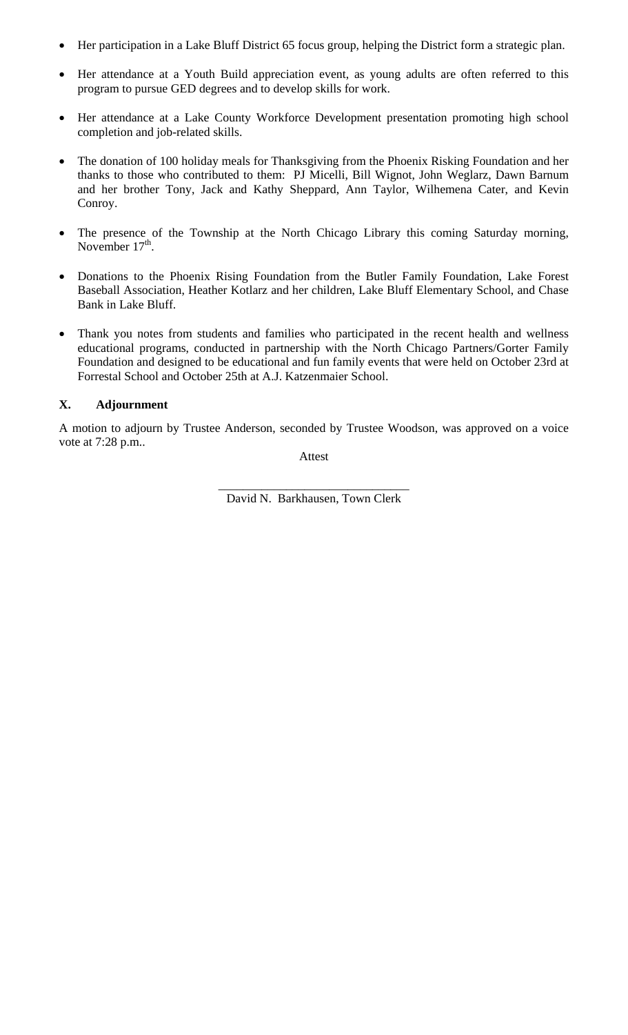- Her participation in a Lake Bluff District 65 focus group, helping the District form a strategic plan.
- Her attendance at a Youth Build appreciation event, as young adults are often referred to this program to pursue GED degrees and to develop skills for work.
- Her attendance at a Lake County Workforce Development presentation promoting high school completion and job-related skills.
- The donation of 100 holiday meals for Thanksgiving from the Phoenix Risking Foundation and her thanks to those who contributed to them: PJ Micelli, Bill Wignot, John Weglarz, Dawn Barnum and her brother Tony, Jack and Kathy Sheppard, Ann Taylor, Wilhemena Cater, and Kevin Conroy.
- The presence of the Township at the North Chicago Library this coming Saturday morning, November 17th.
- Donations to the Phoenix Rising Foundation from the Butler Family Foundation, Lake Forest Baseball Association, Heather Kotlarz and her children, Lake Bluff Elementary School, and Chase Bank in Lake Bluff.
- Thank you notes from students and families who participated in the recent health and wellness educational programs, conducted in partnership with the North Chicago Partners/Gorter Family Foundation and designed to be educational and fun family events that were held on October 23rd at Forrestal School and October 25th at A.J. Katzenmaier School.

## X. Adjournment

A motion to adjourn by Trustee Anderson, seconded by Trustee Woodson, was approved on a voice vote at 7:28 p.m..

Attest

\_\_\_\_\_\_\_\_\_\_\_\_\_\_\_\_\_\_\_\_\_\_\_\_\_\_\_\_\_\_\_

David N. Barkhausen, Town Clerk